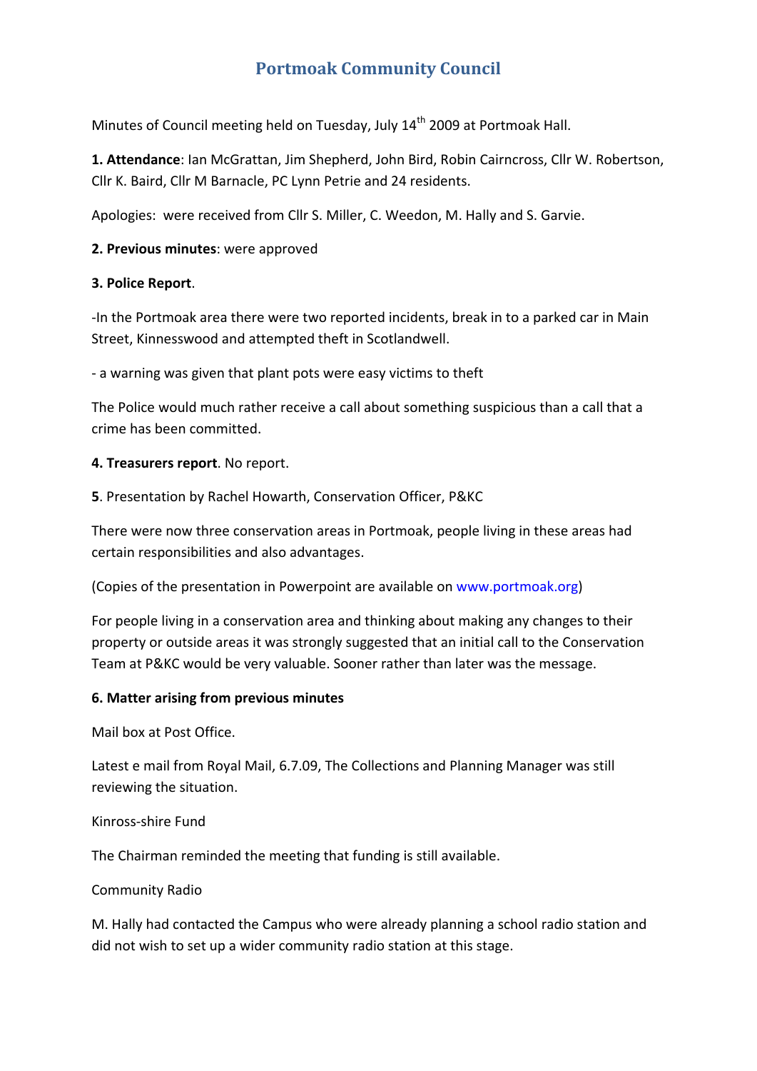# Portmoak Community Council

Minutes of Council meeting held on Tuesday, July 14th 2009 at Portmoak Hall.

**1. Attendance**: Ian McGrattan, Jim Shepherd, John Bird, Robin Cairncross, Cllr W. Robertson, Cllr K. Baird, Cllr M Barnacle, PC Lynn Petrie and 24 residents.

Apologies: were received from Cllr S. Miller, C. Weedon, M. Hally and S. Garvie.

**2. Previous minutes**: were approved

**3. Police Report**.

-In the Portmoak area there were two reported incidents, break in to a parked car in Main Street, Kinnesswood and attempted theft in Scotlandwell.

- a warning was given that plant pots were easy victims to theft

The Police would much rather receive a call about something suspicious than a call that a crime has been committed.

**4. Treasurers report**. No report.

**5**. Presentation by Rachel Howarth, Conservation Officer, P&KC

There were now three conservation areas in Portmoak, people living in these areas had certain responsibilities and also advantages.

(Copies of the presentation in Powerpoint are available on www.portmoak.org)

For people living in a conservation area and thinking about making any changes to their property or outside areas it was strongly suggested that an initial call to the Conservation Team at P&KC would be very valuable. Sooner rather than later was the message.

**6. Matter arising from previous minutes**

Mail box at Post Office.

Latest e mail from Royal Mail, 6.7.09, The Collections and Planning Manager was still reviewing the situation.

Kinross-shire Fund

The Chairman reminded the meeting that funding is still available.

Community Radio

M. Hally had contacted the Campus who were already planning a school radio station and did not wish to set up a wider community radio station at this stage.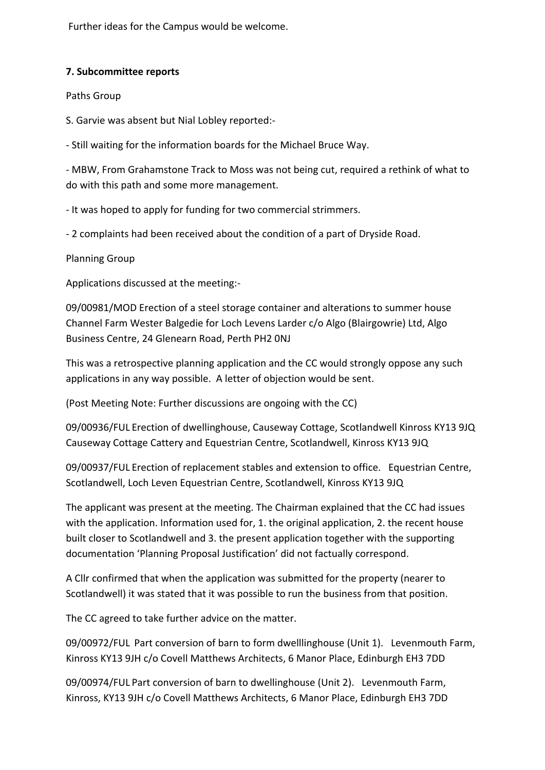Further ideas for the Campus would be welcome.

**7. Subcommittee reports**

Paths Group

S. Garvie was absent but Nial Lobley reported:-

- Still waiting for the information boards for the Michael Bruce Way.

- MBW, From Grahamstone Track to Moss was not being cut, required a rethink of what to do with this path and some more management.

- It was hoped to apply for funding for two commercial strimmers.

- 2 complaints had been received about the condition of a part of Dryside Road.

Planning Group

Applications discussed at the meeting:-

09/00981/MOD Erection of a steel storage container and alterations to summer house Channel Farm Wester Balgedie for Loch Levens Larder c/o Algo (Blairgowrie) Ltd, Algo Business Centre, 24 Glenearn Road, Perth PH2 0NJ

This was a retrospective planning application and the CC would strongly oppose any such applications in any way possible. A letter of objection would be sent.

(Post Meeting Note: Further discussions are ongoing with the CC)

09/00936/FUL Erection of dwellinghouse, Causeway Cottage, Scotlandwell Kinross KY13 9JQ Causeway Cottage Cattery and Equestrian Centre, Scotlandwell, Kinross KY13 9JQ

09/00937/FUL Erection of replacement stables and extension to office. Equestrian Centre, Scotlandwell, Loch Leven Equestrian Centre, Scotlandwell, Kinross KY13 9JQ

The applicant was present at the meeting. The Chairman explained that the CC had issues with the application. Information used for, 1. the original application, 2. the recent house built closer to Scotlandwell and 3. the present application together with the supporting documentation 'Planning Proposal Justification' did not factually correspond.

A Cllr confirmed that when the application was submitted for the property (nearer to Scotlandwell) it was stated that it was possible to run the business from that position.

The CC agreed to take further advice on the matter.

09/00972/FUL Part conversion of barn to form dwelllinghouse (Unit 1). Levenmouth Farm, Kinross KY13 9JH c/o Covell Matthews Architects, 6 Manor Place, Edinburgh EH3 7DD

09/00974/FUL Part conversion of barn to dwellinghouse (Unit 2). Levenmouth Farm, Kinross, KY13 9JH c/o Covell Matthews Architects, 6 Manor Place, Edinburgh EH3 7DD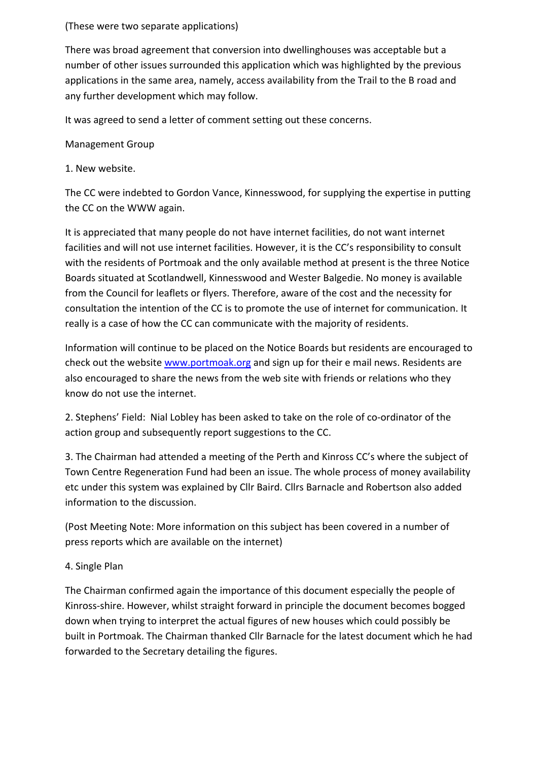(These were two separate applications)

There was broad agreement that conversion into dwellinghouses was acceptable but a number of other issues surrounded this application which was highlighted by the previous applications in the same area, namely, access availability from the Trail to the B road and any further development which may follow.

It was agreed to send a letter of comment setting out these concerns.

Management Group

1. New website.

The CC were indebted to Gordon Vance, Kinnesswood, for supplying the expertise in putting the CC on the WWW again.

It is appreciated that many people do not have internet facilities, do not want internet facilities and will not use internet facilities. However, it is the CC's responsibility to consult with the residents of Portmoak and the only available method at present is the three Notice Boards situated at Scotlandwell, Kinnesswood and Wester Balgedie. No money is available from the Council for leaflets or flyers. Therefore, aware of the cost and the necessity for consultation the intention of the CC is to promote the use of internet for communication. It really is a case of how the CC can communicate with the majority of residents.

Information will continue to be placed on the Notice Boards but residents are encouraged to check out the website [www.portmoak.org](http://www.portmoak.org) and sign up for their e mail news. Residents are also encouraged to share the news from the web site with friends or relations who they know do not use the internet.

2. Stephens' Field: Nial Lobley has been asked to take on the role of co-ordinator of the action group and subsequently report suggestions to the CC.

3. The Chairman had attended a meeting of the Perth and Kinross CC's where the subject of Town Centre Regeneration Fund had been an issue. The whole process of money availability etc under this system was explained by Cllr Baird. Cllrs Barnacle and Robertson also added information to the discussion.

(Post Meeting Note: More information on this subject has been covered in a number of press reports which are available on the internet)

4. Single Plan

The Chairman confirmed again the importance of this document especially the people of Kinross-shire. However, whilst straight forward in principle the document becomes bogged down when trying to interpret the actual figures of new houses which could possibly be built in Portmoak. The Chairman thanked Cllr Barnacle for the latest document which he had forwarded to the Secretary detailing the figures.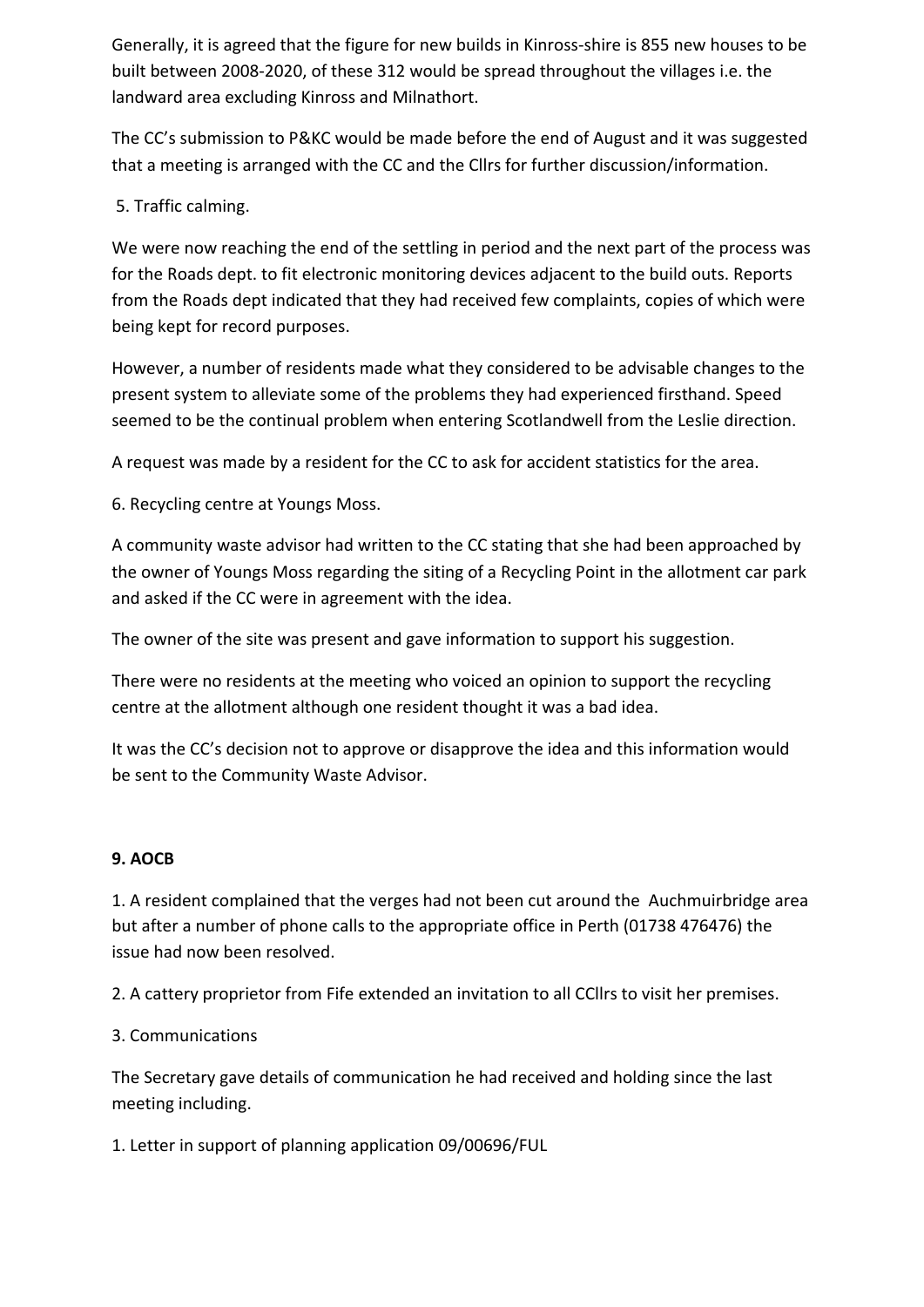Generally, it is agreed that the figure for new builds in Kinross-shire is 855 new houses to be built between 2008-2020, of these 312 would be spread throughout the villages i.e. the landward area excluding Kinross and Milnathort.

The CC's submission to P&KC would be made before the end of August and it was suggested that a meeting is arranged with the CC and the Cllrs for further discussion/information.

5. Traffic calming.

We were now reaching the end of the settling in period and the next part of the process was for the Roads dept. to fit electronic monitoring devices adjacent to the build outs. Reports from the Roads dept indicated that they had received few complaints, copies of which were being kept for record purposes.

However, a number of residents made what they considered to be advisable changes to the present system to alleviate some of the problems they had experienced firsthand. Speed seemed to be the continual problem when entering Scotlandwell from the Leslie direction.

A request was made by a resident for the CC to ask for accident statistics for the area.

6. Recycling centre at Youngs Moss.

A community waste advisor had written to the CC stating that she had been approached by the owner of Youngs Moss regarding the siting of a Recycling Point in the allotment car park and asked if the CC were in agreement with the idea.

The owner of the site was present and gave information to support his suggestion.

There were no residents at the meeting who voiced an opinion to support the recycling centre at the allotment although one resident thought it was a bad idea.

It was the CC's decision not to approve or disapprove the idea and this information would be sent to the Community Waste Advisor.

**9. AOCB**

1. A resident complained that the verges had not been cut around the Auchmuirbridge area but after a number of phone calls to the appropriate office in Perth (01738 476476) the issue had now been resolved.

2. A cattery proprietor from Fife extended an invitation to all CCllrs to visit her premises.

3. Communications

The Secretary gave details of communication he had received and holding since the last meeting including.

1. Letter in support of planning application 09/00696/FUL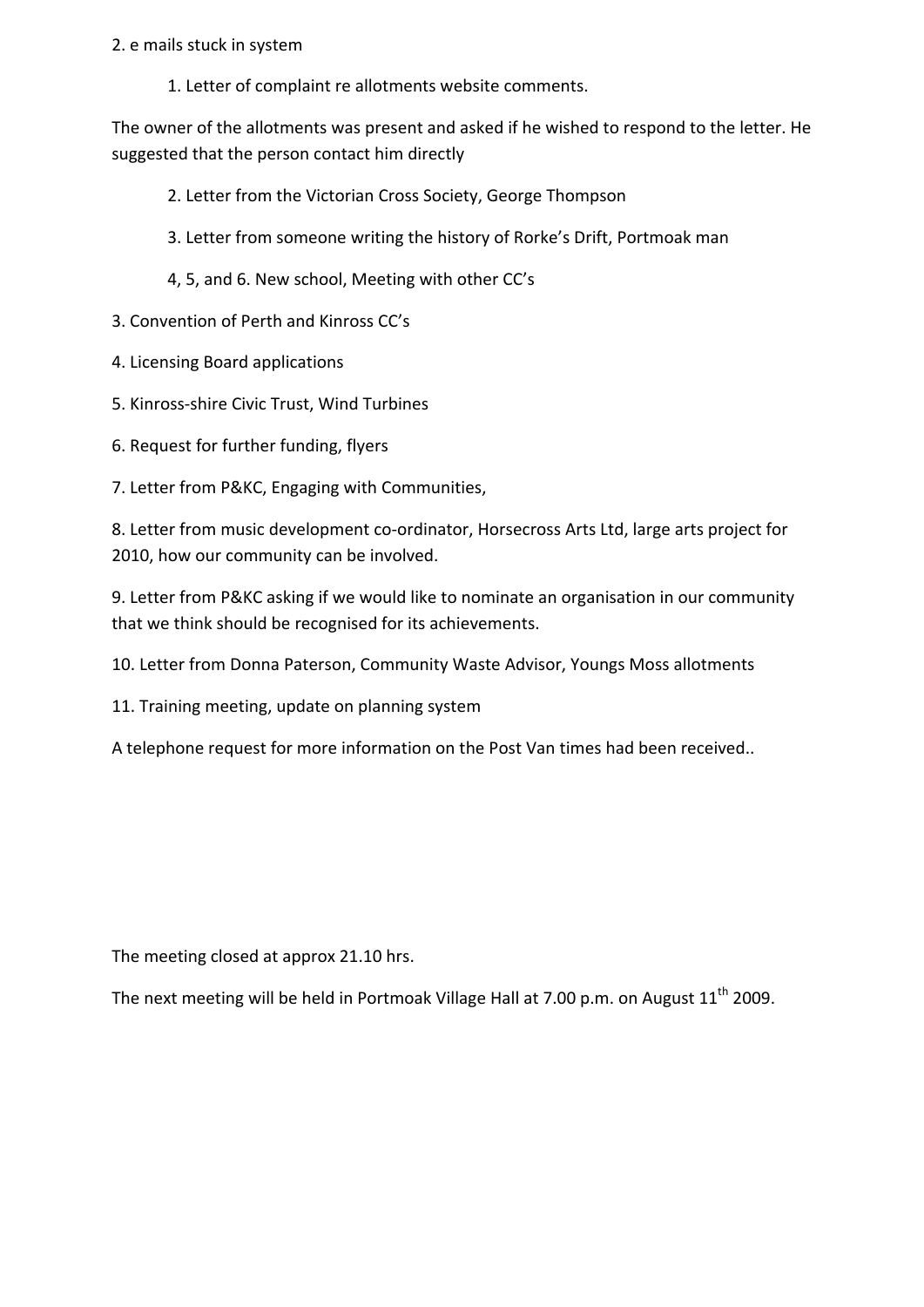2. e mails stuck in system

    1. Letter of complaint re allotments website comments.

The owner of the allotments was present and asked if he wished to respond to the letter. He suggested that the person contact him directly

    2. Letter from the Victorian Cross Society, George Thompson

    3. Letter from someone writing the history of Rorke's Drift, Portmoak man

    4, 5, and 6. New school, Meeting with other CC's

3. Convention of Perth and Kinross CC's

4. Licensing Board applications

5. Kinross-shire Civic Trust, Wind Turbines

6. Request for further funding, flyers

7. Letter from P&KC, Engaging with Communities,

8. Letter from music development co-ordinator, Horsecross Arts Ltd, large arts project for 2010, how our community can be involved.

9. Letter from P&KC asking if we would like to nominate an organisation in our community that we think should be recognised for its achievements.

10. Letter from Donna Paterson, Community Waste Advisor, Youngs Moss allotments

11. Training meeting, update on planning system

A telephone request for more information on the Post Van times had been received..

The meeting closed at approx 21.10 hrs.

The next meeting will be held in Portmoak Village Hall at 7.00 p.m. on August 11th 2009.